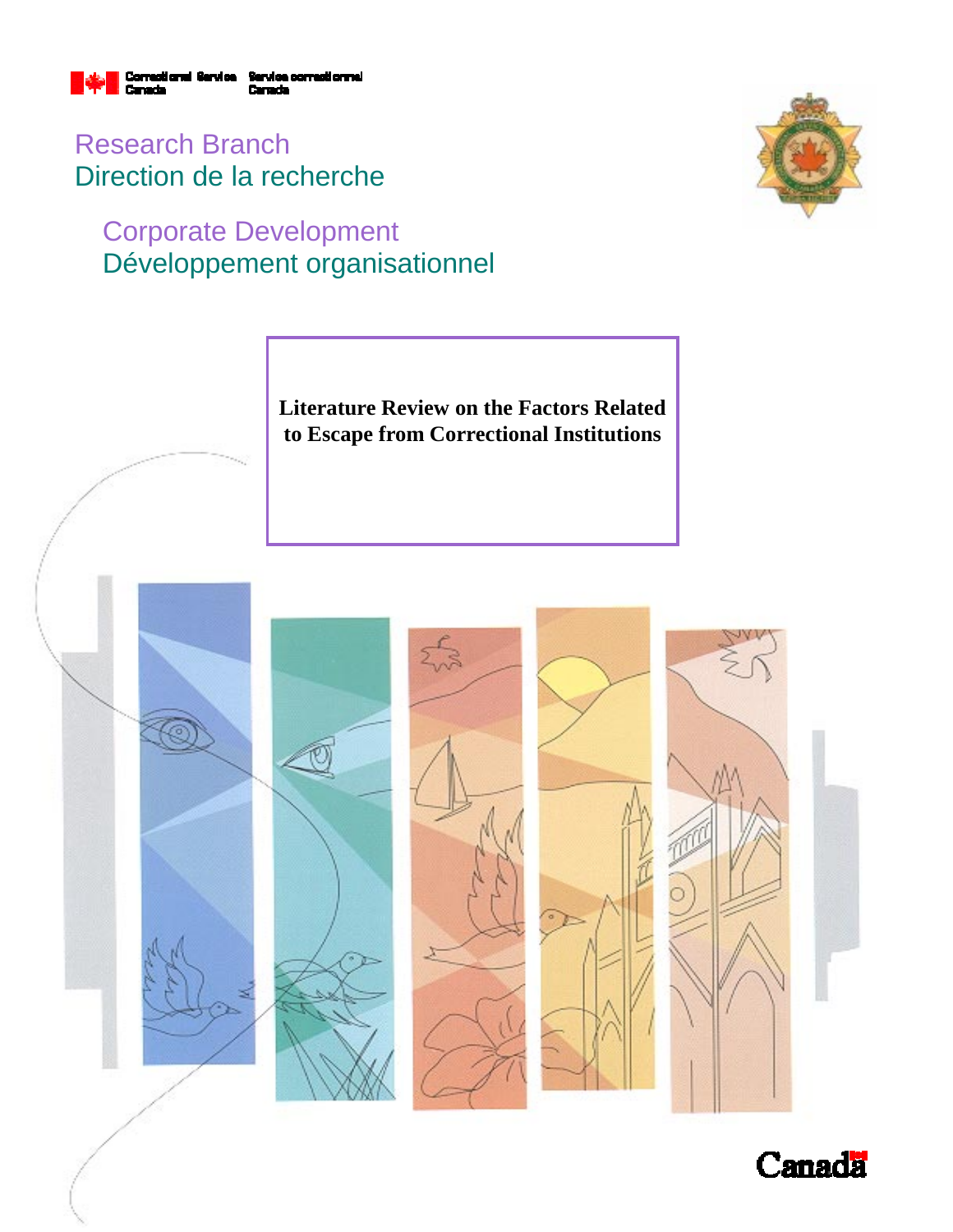Correctional Service Canada / Service correctionnel Canada

Research Branch
Direction de la recherche

Corporate Development
Développement organisationnel

# Literature Review on the Factors Related to Escape from Correctional Institutions

Canada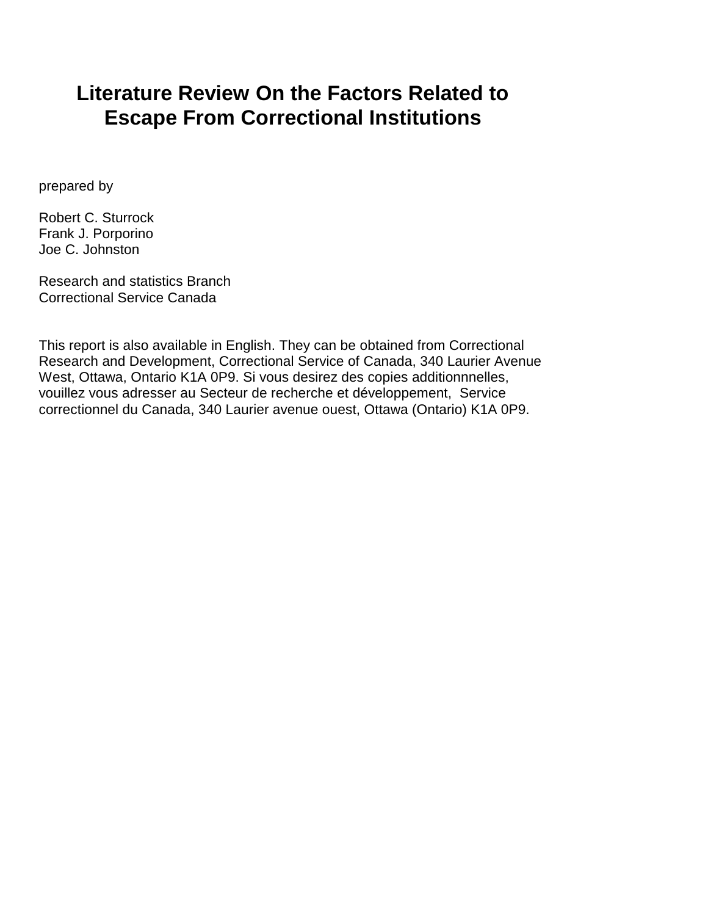# Literature Review On the Factors Related to Escape From Correctional Institutions

prepared by

Robert C. Sturrock
Frank J. Porporino
Joe C. Johnston

Research and statistics Branch
Correctional Service Canada

This report is also available in English. They can be obtained from Correctional Research and Development, Correctional Service of Canada, 340 Laurier Avenue West, Ottawa, Ontario K1A 0P9. Si vous desirez des copies additionnnelles, vouillez vous adresser au Secteur de recherche et développement, Service correctionnel du Canada, 340 Laurier avenue ouest, Ottawa (Ontario) K1A 0P9.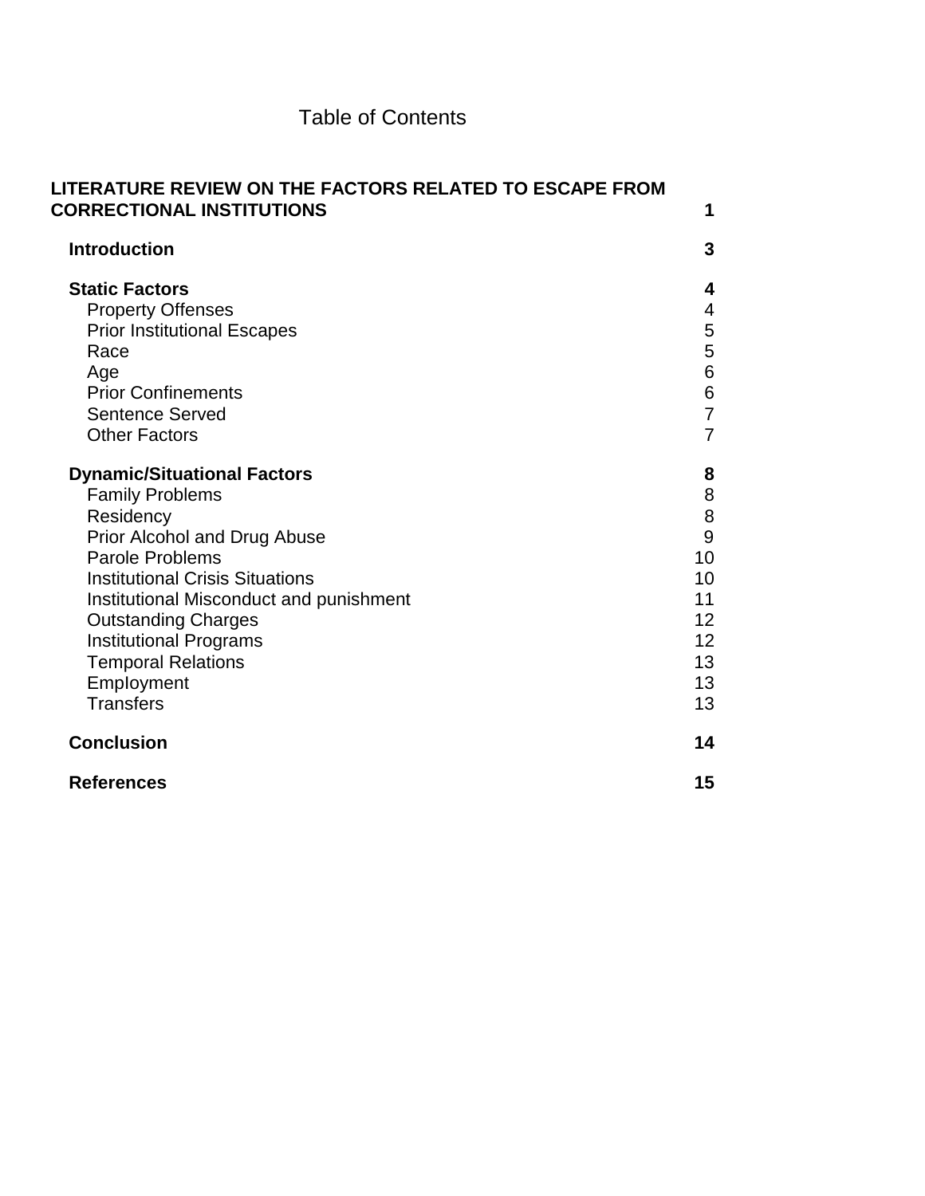Table of Contents

| | |
|---|---|
| **LITERATURE REVIEW ON THE FACTORS RELATED TO ESCAPE FROM CORRECTIONAL INSTITUTIONS** | **1** |
| **Introduction** | **3** |
| **Static Factors** | **4** |
| Property Offenses | 4 |
| Prior Institutional Escapes | 5 |
| Race | 5 |
| Age | 6 |
| Prior Confinements | 6 |
| Sentence Served | 7 |
| Other Factors | 7 |
| **Dynamic/Situational Factors** | **8** |
| Family Problems | 8 |
| Residency | 8 |
| Prior Alcohol and Drug Abuse | 9 |
| Parole Problems | 10 |
| Institutional Crisis Situations | 10 |
| Institutional Misconduct and punishment | 11 |
| Outstanding Charges | 12 |
| Institutional Programs | 12 |
| Temporal Relations | 13 |
| Employment | 13 |
| Transfers | 13 |
| **Conclusion** | **14** |
| **References** | **15** |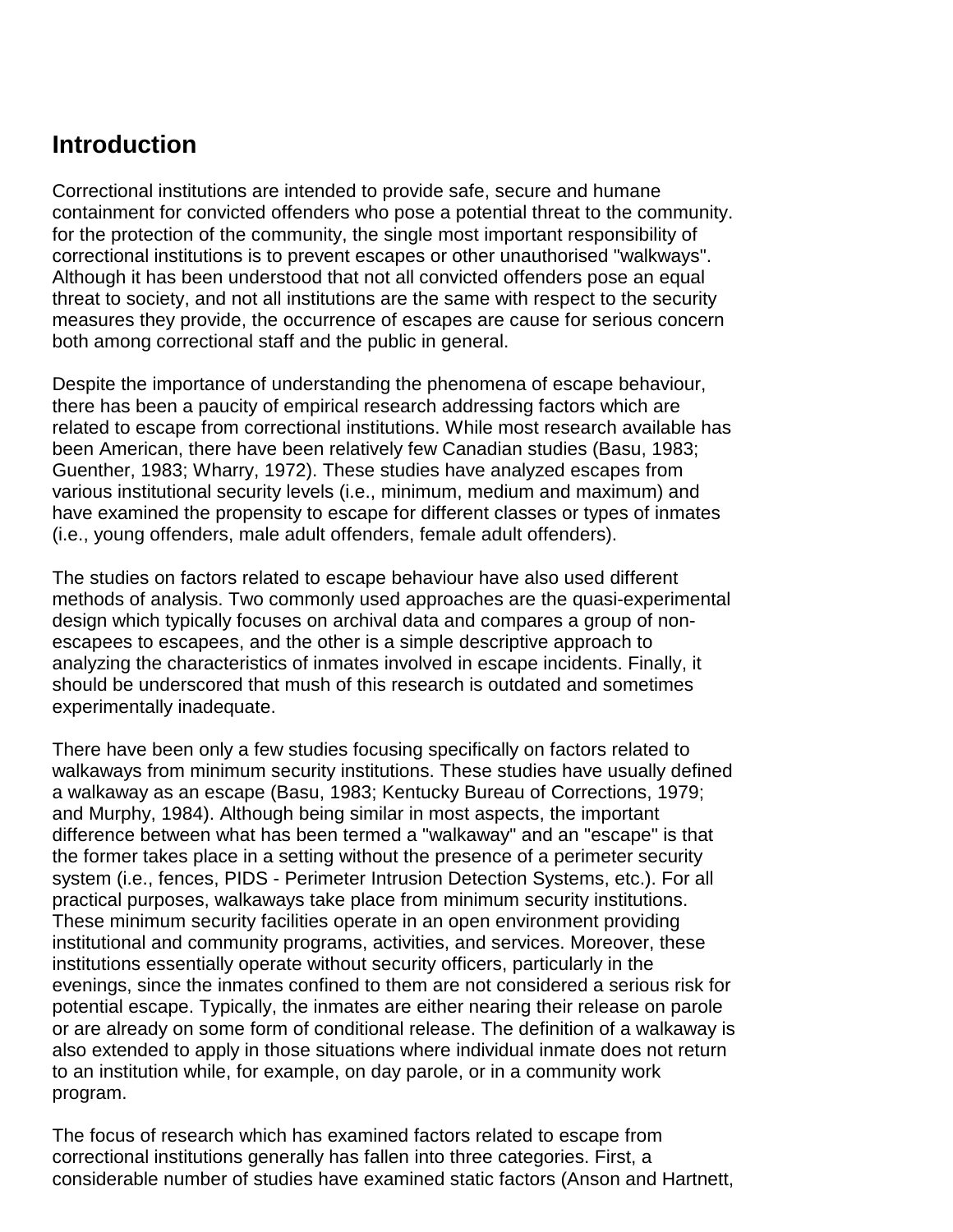## Introduction

Correctional institutions are intended to provide safe, secure and humane containment for convicted offenders who pose a potential threat to the community. for the protection of the community, the single most important responsibility of correctional institutions is to prevent escapes or other unauthorised "walkways". Although it has been understood that not all convicted offenders pose an equal threat to society, and not all institutions are the same with respect to the security measures they provide, the occurrence of escapes are cause for serious concern both among correctional staff and the public in general.

Despite the importance of understanding the phenomena of escape behaviour, there has been a paucity of empirical research addressing factors which are related to escape from correctional institutions. While most research available has been American, there have been relatively few Canadian studies (Basu, 1983; Guenther, 1983; Wharry, 1972). These studies have analyzed escapes from various institutional security levels (i.e., minimum, medium and maximum) and have examined the propensity to escape for different classes or types of inmates (i.e., young offenders, male adult offenders, female adult offenders).

The studies on factors related to escape behaviour have also used different methods of analysis. Two commonly used approaches are the quasi-experimental design which typically focuses on archival data and compares a group of non-escapees to escapees, and the other is a simple descriptive approach to analyzing the characteristics of inmates involved in escape incidents. Finally, it should be underscored that mush of this research is outdated and sometimes experimentally inadequate.

There have been only a few studies focusing specifically on factors related to walkaways from minimum security institutions. These studies have usually defined a walkaway as an escape (Basu, 1983; Kentucky Bureau of Corrections, 1979; and Murphy, 1984). Although being similar in most aspects, the important difference between what has been termed a "walkaway" and an "escape" is that the former takes place in a setting without the presence of a perimeter security system (i.e., fences, PIDS - Perimeter Intrusion Detection Systems, etc.). For all practical purposes, walkaways take place from minimum security institutions. These minimum security facilities operate in an open environment providing institutional and community programs, activities, and services. Moreover, these institutions essentially operate without security officers, particularly in the evenings, since the inmates confined to them are not considered a serious risk for potential escape. Typically, the inmates are either nearing their release on parole or are already on some form of conditional release. The definition of a walkaway is also extended to apply in those situations where individual inmate does not return to an institution while, for example, on day parole, or in a community work program.

The focus of research which has examined factors related to escape from correctional institutions generally has fallen into three categories. First, a considerable number of studies have examined static factors (Anson and Hartnett,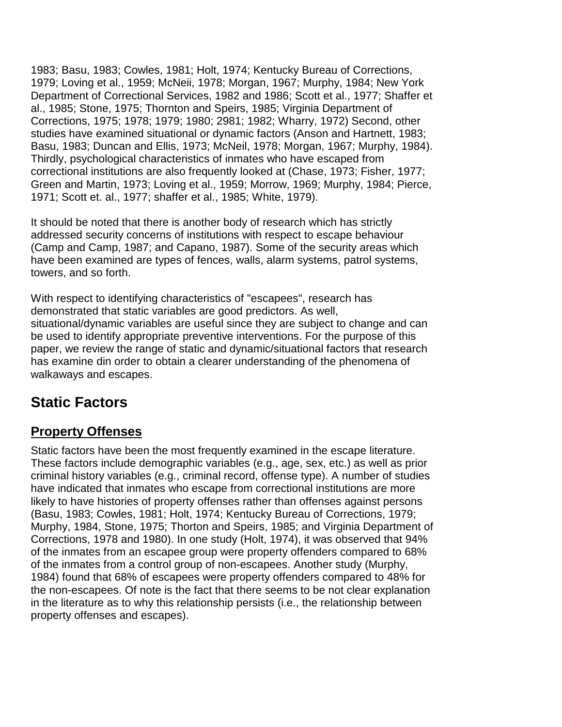1983; Basu, 1983; Cowles, 1981; Holt, 1974; Kentucky Bureau of Corrections, 1979; Loving et al., 1959; McNeii, 1978; Morgan, 1967; Murphy, 1984; New York Department of Correctional Services, 1982 and 1986; Scott et al., 1977; Shaffer et al., 1985; Stone, 1975; Thornton and Speirs, 1985; Virginia Department of Corrections, 1975; 1978; 1979; 1980; 2981; 1982; Wharry, 1972) Second, other studies have examined situational or dynamic factors (Anson and Hartnett, 1983; Basu, 1983; Duncan and Ellis, 1973; McNeil, 1978; Morgan, 1967; Murphy, 1984). Thirdly, psychological characteristics of inmates who have escaped from correctional institutions are also frequently looked at (Chase, 1973; Fisher, 1977; Green and Martin, 1973; Loving et al., 1959; Morrow, 1969; Murphy, 1984; Pierce, 1971; Scott et. al., 1977; shaffer et al., 1985; White, 1979).

It should be noted that there is another body of research which has strictly addressed security concerns of institutions with respect to escape behaviour (Camp and Camp, 1987; and Capano, 1987). Some of the security areas which have been examined are types of fences, walls, alarm systems, patrol systems, towers, and so forth.

With respect to identifying characteristics of "escapees", research has demonstrated that static variables are good predictors. As well, situational/dynamic variables are useful since they are subject to change and can be used to identify appropriate preventive interventions. For the purpose of this paper, we review the range of static and dynamic/situational factors that research has examine din order to obtain a clearer understanding of the phenomena of walkaways and escapes.

## Static Factors

### Property Offenses

Static factors have been the most frequently examined in the escape literature. These factors include demographic variables (e.g., age, sex, etc.) as well as prior criminal history variables (e.g., criminal record, offense type). A number of studies have indicated that inmates who escape from correctional institutions are more likely to have histories of property offenses rather than offenses against persons (Basu, 1983; Cowles, 1981; Holt, 1974; Kentucky Bureau of Corrections, 1979; Murphy, 1984, Stone, 1975; Thorton and Speirs, 1985; and Virginia Department of Corrections, 1978 and 1980). In one study (Holt, 1974), it was observed that 94% of the inmates from an escapee group were property offenders compared to 68% of the inmates from a control group of non-escapees. Another study (Murphy, 1984) found that 68% of escapees were property offenders compared to 48% for the non-escapees. Of note is the fact that there seems to be not clear explanation in the literature as to why this relationship persists (i.e., the relationship between property offenses and escapes).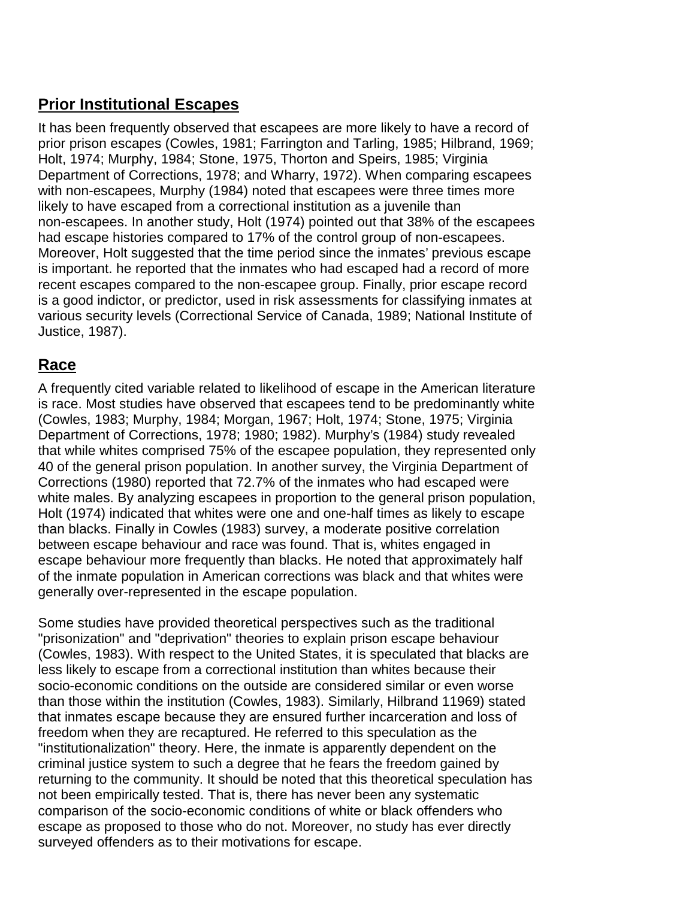## Prior Institutional Escapes

It has been frequently observed that escapees are more likely to have a record of prior prison escapes (Cowles, 1981; Farrington and Tarling, 1985; Hilbrand, 1969; Holt, 1974; Murphy, 1984; Stone, 1975, Thorton and Speirs, 1985; Virginia Department of Corrections, 1978; and Wharry, 1972). When comparing escapees with non-escapees, Murphy (1984) noted that escapees were three times more likely to have escaped from a correctional institution as a juvenile than non-escapees. In another study, Holt (1974) pointed out that 38% of the escapees had escape histories compared to 17% of the control group of non-escapees. Moreover, Holt suggested that the time period since the inmates' previous escape is important. he reported that the inmates who had escaped had a record of more recent escapes compared to the non-escapee group. Finally, prior escape record is a good indictor, or predictor, used in risk assessments for classifying inmates at various security levels (Correctional Service of Canada, 1989; National Institute of Justice, 1987).

## Race

A frequently cited variable related to likelihood of escape in the American literature is race. Most studies have observed that escapees tend to be predominantly white (Cowles, 1983; Murphy, 1984; Morgan, 1967; Holt, 1974; Stone, 1975; Virginia Department of Corrections, 1978; 1980; 1982). Murphy's (1984) study revealed that while whites comprised 75% of the escapee population, they represented only 40 of the general prison population. In another survey, the Virginia Department of Corrections (1980) reported that 72.7% of the inmates who had escaped were white males. By analyzing escapees in proportion to the general prison population, Holt (1974) indicated that whites were one and one-half times as likely to escape than blacks. Finally in Cowles (1983) survey, a moderate positive correlation between escape behaviour and race was found. That is, whites engaged in escape behaviour more frequently than blacks. He noted that approximately half of the inmate population in American corrections was black and that whites were generally over-represented in the escape population.

Some studies have provided theoretical perspectives such as the traditional "prisonization" and "deprivation" theories to explain prison escape behaviour (Cowles, 1983). With respect to the United States, it is speculated that blacks are less likely to escape from a correctional institution than whites because their socio-economic conditions on the outside are considered similar or even worse than those within the institution (Cowles, 1983). Similarly, Hilbrand 11969) stated that inmates escape because they are ensured further incarceration and loss of freedom when they are recaptured. He referred to this speculation as the "institutionalization" theory. Here, the inmate is apparently dependent on the criminal justice system to such a degree that he fears the freedom gained by returning to the community. It should be noted that this theoretical speculation has not been empirically tested. That is, there has never been any systematic comparison of the socio-economic conditions of white or black offenders who escape as proposed to those who do not. Moreover, no study has ever directly surveyed offenders as to their motivations for escape.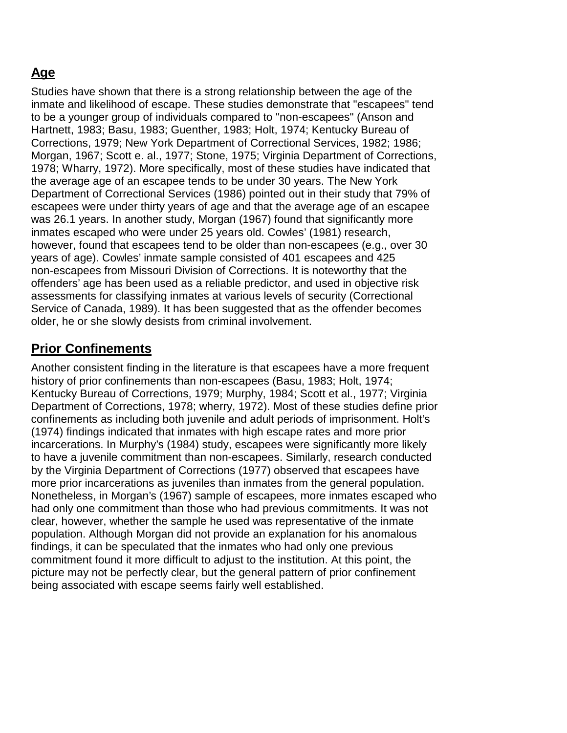## Age

Studies have shown that there is a strong relationship between the age of the inmate and likelihood of escape. These studies demonstrate that "escapees" tend to be a younger group of individuals compared to "non-escapees" (Anson and Hartnett, 1983; Basu, 1983; Guenther, 1983; Holt, 1974; Kentucky Bureau of Corrections, 1979; New York Department of Correctional Services, 1982; 1986; Morgan, 1967; Scott e. al., 1977; Stone, 1975; Virginia Department of Corrections, 1978; Wharry, 1972). More specifically, most of these studies have indicated that the average age of an escapee tends to be under 30 years. The New York Department of Correctional Services (1986) pointed out in their study that 79% of escapees were under thirty years of age and that the average age of an escapee was 26.1 years. In another study, Morgan (1967) found that significantly more inmates escaped who were under 25 years old. Cowles' (1981) research, however, found that escapees tend to be older than non-escapees (e.g., over 30 years of age). Cowles' inmate sample consisted of 401 escapees and 425 non-escapees from Missouri Division of Corrections. It is noteworthy that the offenders' age has been used as a reliable predictor, and used in objective risk assessments for classifying inmates at various levels of security (Correctional Service of Canada, 1989). It has been suggested that as the offender becomes older, he or she slowly desists from criminal involvement.

## Prior Confinements

Another consistent finding in the literature is that escapees have a more frequent history of prior confinements than non-escapees (Basu, 1983; Holt, 1974; Kentucky Bureau of Corrections, 1979; Murphy, 1984; Scott et al., 1977; Virginia Department of Corrections, 1978; wherry, 1972). Most of these studies define prior confinements as including both juvenile and adult periods of imprisonment. Holt's (1974) findings indicated that inmates with high escape rates and more prior incarcerations. In Murphy's (1984) study, escapees were significantly more likely to have a juvenile commitment than non-escapees. Similarly, research conducted by the Virginia Department of Corrections (1977) observed that escapees have more prior incarcerations as juveniles than inmates from the general population. Nonetheless, in Morgan's (1967) sample of escapees, more inmates escaped who had only one commitment than those who had previous commitments. It was not clear, however, whether the sample he used was representative of the inmate population. Although Morgan did not provide an explanation for his anomalous findings, it can be speculated that the inmates who had only one previous commitment found it more difficult to adjust to the institution. At this point, the picture may not be perfectly clear, but the general pattern of prior confinement being associated with escape seems fairly well established.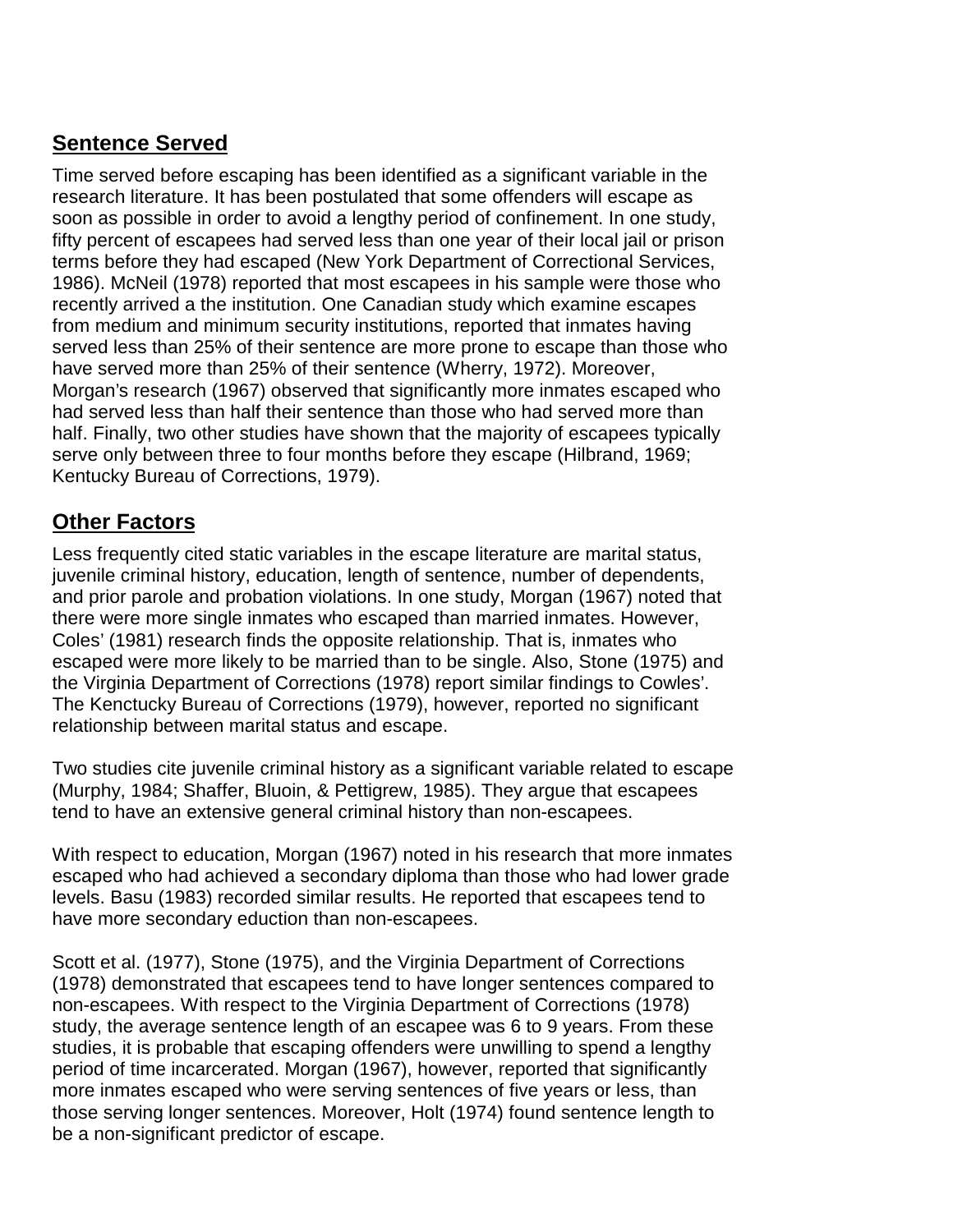## Sentence Served

Time served before escaping has been identified as a significant variable in the research literature. It has been postulated that some offenders will escape as soon as possible in order to avoid a lengthy period of confinement. In one study, fifty percent of escapees had served less than one year of their local jail or prison terms before they had escaped (New York Department of Correctional Services, 1986). McNeil (1978) reported that most escapees in his sample were those who recently arrived a the institution. One Canadian study which examine escapes from medium and minimum security institutions, reported that inmates having served less than 25% of their sentence are more prone to escape than those who have served more than 25% of their sentence (Wherry, 1972). Moreover, Morgan's research (1967) observed that significantly more inmates escaped who had served less than half their sentence than those who had served more than half. Finally, two other studies have shown that the majority of escapees typically serve only between three to four months before they escape (Hilbrand, 1969; Kentucky Bureau of Corrections, 1979).

## Other Factors

Less frequently cited static variables in the escape literature are marital status, juvenile criminal history, education, length of sentence, number of dependents, and prior parole and probation violations. In one study, Morgan (1967) noted that there were more single inmates who escaped than married inmates. However, Coles' (1981) research finds the opposite relationship. That is, inmates who escaped were more likely to be married than to be single. Also, Stone (1975) and the Virginia Department of Corrections (1978) report similar findings to Cowles'. The Kenctucky Bureau of Corrections (1979), however, reported no significant relationship between marital status and escape.

Two studies cite juvenile criminal history as a significant variable related to escape (Murphy, 1984; Shaffer, Bluoin, & Pettigrew, 1985). They argue that escapees tend to have an extensive general criminal history than non-escapees.

With respect to education, Morgan (1967) noted in his research that more inmates escaped who had achieved a secondary diploma than those who had lower grade levels. Basu (1983) recorded similar results. He reported that escapees tend to have more secondary eduction than non-escapees.

Scott et al. (1977), Stone (1975), and the Virginia Department of Corrections (1978) demonstrated that escapees tend to have longer sentences compared to non-escapees. With respect to the Virginia Department of Corrections (1978) study, the average sentence length of an escapee was 6 to 9 years. From these studies, it is probable that escaping offenders were unwilling to spend a lengthy period of time incarcerated. Morgan (1967), however, reported that significantly more inmates escaped who were serving sentences of five years or less, than those serving longer sentences. Moreover, Holt (1974) found sentence length to be a non-significant predictor of escape.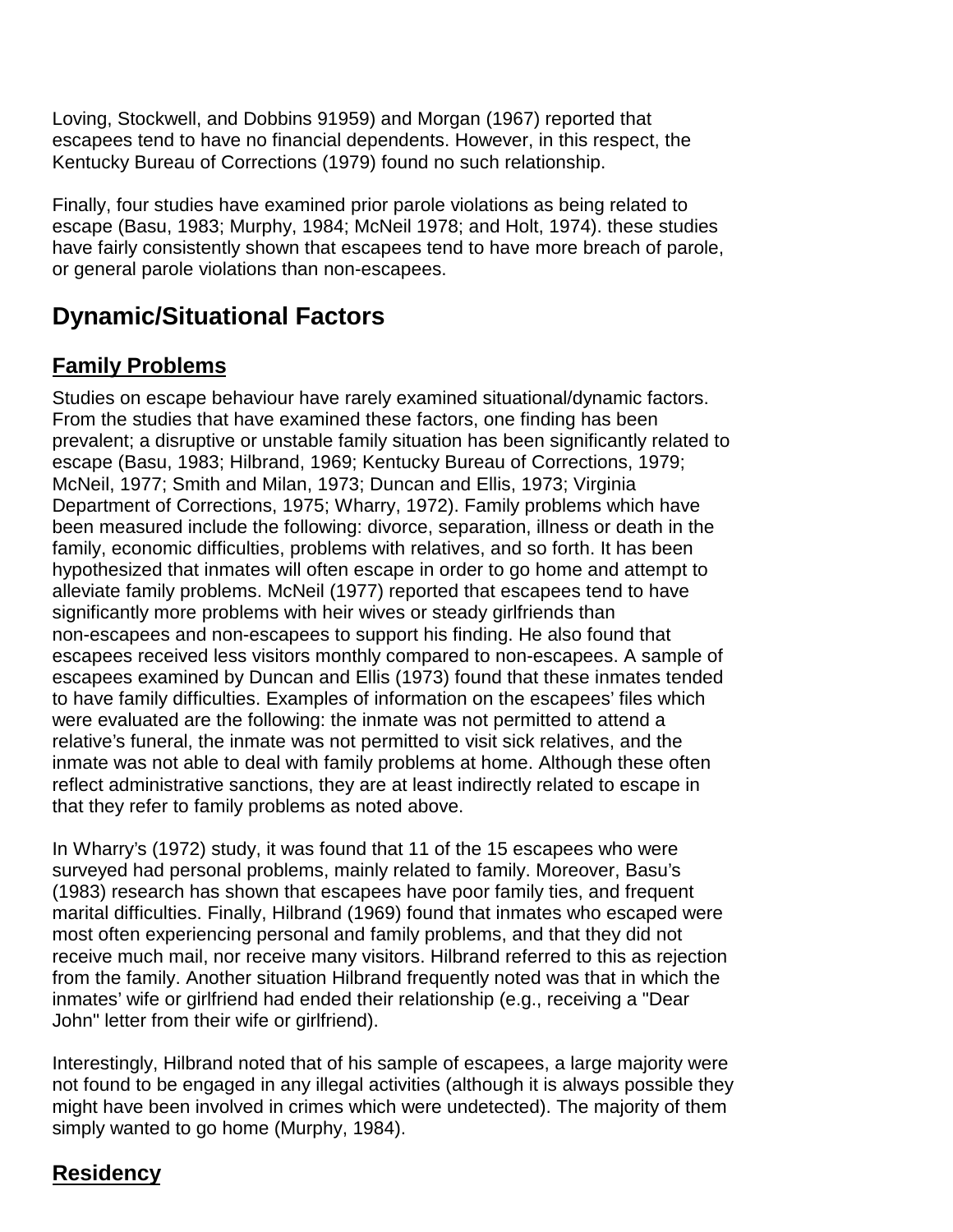Loving, Stockwell, and Dobbins 91959) and Morgan (1967) reported that escapees tend to have no financial dependents. However, in this respect, the Kentucky Bureau of Corrections (1979) found no such relationship.

Finally, four studies have examined prior parole violations as being related to escape (Basu, 1983; Murphy, 1984; McNeil 1978; and Holt, 1974). these studies have fairly consistently shown that escapees tend to have more breach of parole, or general parole violations than non-escapees.

## Dynamic/Situational Factors

### Family Problems

Studies on escape behaviour have rarely examined situational/dynamic factors. From the studies that have examined these factors, one finding has been prevalent; a disruptive or unstable family situation has been significantly related to escape (Basu, 1983; Hilbrand, 1969; Kentucky Bureau of Corrections, 1979; McNeil, 1977; Smith and Milan, 1973; Duncan and Ellis, 1973; Virginia Department of Corrections, 1975; Wharry, 1972). Family problems which have been measured include the following: divorce, separation, illness or death in the family, economic difficulties, problems with relatives, and so forth. It has been hypothesized that inmates will often escape in order to go home and attempt to alleviate family problems. McNeil (1977) reported that escapees tend to have significantly more problems with heir wives or steady girlfriends than non-escapees and non-escapees to support his finding. He also found that escapees received less visitors monthly compared to non-escapees. A sample of escapees examined by Duncan and Ellis (1973) found that these inmates tended to have family difficulties. Examples of information on the escapees' files which were evaluated are the following: the inmate was not permitted to attend a relative's funeral, the inmate was not permitted to visit sick relatives, and the inmate was not able to deal with family problems at home. Although these often reflect administrative sanctions, they are at least indirectly related to escape in that they refer to family problems as noted above.

In Wharry's (1972) study, it was found that 11 of the 15 escapees who were surveyed had personal problems, mainly related to family. Moreover, Basu's (1983) research has shown that escapees have poor family ties, and frequent marital difficulties. Finally, Hilbrand (1969) found that inmates who escaped were most often experiencing personal and family problems, and that they did not receive much mail, nor receive many visitors. Hilbrand referred to this as rejection from the family. Another situation Hilbrand frequently noted was that in which the inmates' wife or girlfriend had ended their relationship (e.g., receiving a "Dear John" letter from their wife or girlfriend).

Interestingly, Hilbrand noted that of his sample of escapees, a large majority were not found to be engaged in any illegal activities (although it is always possible they might have been involved in crimes which were undetected). The majority of them simply wanted to go home (Murphy, 1984).

### Residency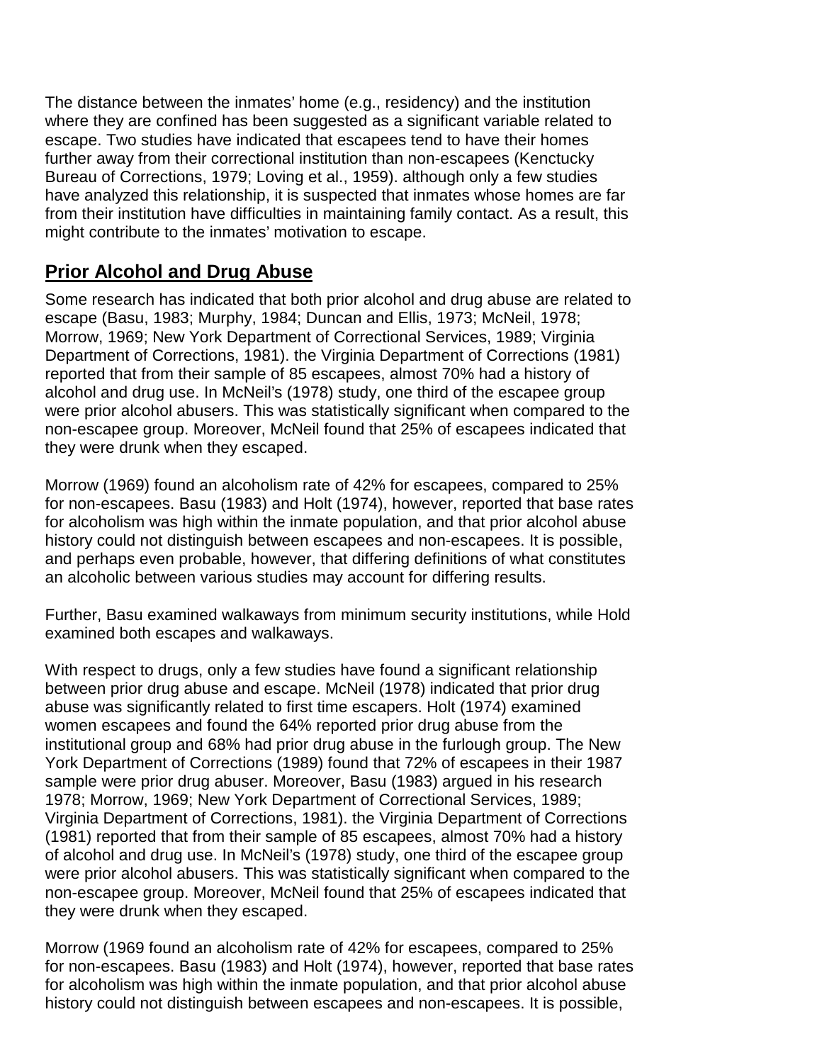The distance between the inmates' home (e.g., residency) and the institution where they are confined has been suggested as a significant variable related to escape. Two studies have indicated that escapees tend to have their homes further away from their correctional institution than non-escapees (Kenctucky Bureau of Corrections, 1979; Loving et al., 1959). although only a few studies have analyzed this relationship, it is suspected that inmates whose homes are far from their institution have difficulties in maintaining family contact. As a result, this might contribute to the inmates' motivation to escape.

## Prior Alcohol and Drug Abuse

Some research has indicated that both prior alcohol and drug abuse are related to escape (Basu, 1983; Murphy, 1984; Duncan and Ellis, 1973; McNeil, 1978; Morrow, 1969; New York Department of Correctional Services, 1989; Virginia Department of Corrections, 1981). the Virginia Department of Corrections (1981) reported that from their sample of 85 escapees, almost 70% had a history of alcohol and drug use. In McNeil's (1978) study, one third of the escapee group were prior alcohol abusers. This was statistically significant when compared to the non-escapee group. Moreover, McNeil found that 25% of escapees indicated that they were drunk when they escaped.

Morrow (1969) found an alcoholism rate of 42% for escapees, compared to 25% for non-escapees. Basu (1983) and Holt (1974), however, reported that base rates for alcoholism was high within the inmate population, and that prior alcohol abuse history could not distinguish between escapees and non-escapees. It is possible, and perhaps even probable, however, that differing definitions of what constitutes an alcoholic between various studies may account for differing results.

Further, Basu examined walkaways from minimum security institutions, while Hold examined both escapes and walkaways.

With respect to drugs, only a few studies have found a significant relationship between prior drug abuse and escape. McNeil (1978) indicated that prior drug abuse was significantly related to first time escapers. Holt (1974) examined women escapees and found the 64% reported prior drug abuse from the institutional group and 68% had prior drug abuse in the furlough group. The New York Department of Corrections (1989) found that 72% of escapees in their 1987 sample were prior drug abuser. Moreover, Basu (1983) argued in his research 1978; Morrow, 1969; New York Department of Correctional Services, 1989; Virginia Department of Corrections, 1981). the Virginia Department of Corrections (1981) reported that from their sample of 85 escapees, almost 70% had a history of alcohol and drug use. In McNeil's (1978) study, one third of the escapee group were prior alcohol abusers. This was statistically significant when compared to the non-escapee group. Moreover, McNeil found that 25% of escapees indicated that they were drunk when they escaped.

Morrow (1969 found an alcoholism rate of 42% for escapees, compared to 25% for non-escapees. Basu (1983) and Holt (1974), however, reported that base rates for alcoholism was high within the inmate population, and that prior alcohol abuse history could not distinguish between escapees and non-escapees. It is possible,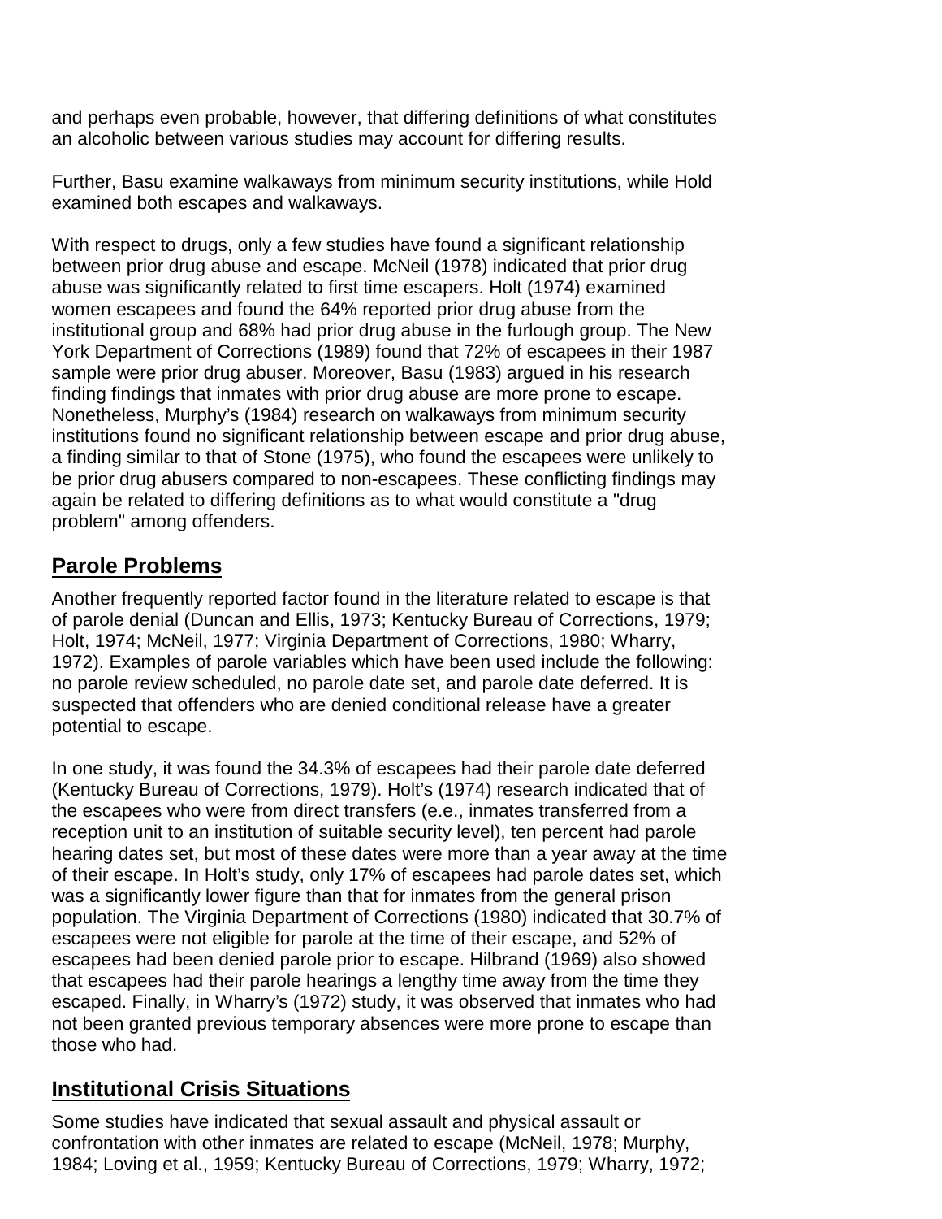and perhaps even probable, however, that differing definitions of what constitutes an alcoholic between various studies may account for differing results.

Further, Basu examine walkaways from minimum security institutions, while Hold examined both escapes and walkaways.

With respect to drugs, only a few studies have found a significant relationship between prior drug abuse and escape. McNeil (1978) indicated that prior drug abuse was significantly related to first time escapers. Holt (1974) examined women escapees and found the 64% reported prior drug abuse from the institutional group and 68% had prior drug abuse in the furlough group. The New York Department of Corrections (1989) found that 72% of escapees in their 1987 sample were prior drug abuser. Moreover, Basu (1983) argued in his research finding findings that inmates with prior drug abuse are more prone to escape. Nonetheless, Murphy's (1984) research on walkaways from minimum security institutions found no significant relationship between escape and prior drug abuse, a finding similar to that of Stone (1975), who found the escapees were unlikely to be prior drug abusers compared to non-escapees. These conflicting findings may again be related to differing definitions as to what would constitute a "drug problem" among offenders.

## Parole Problems

Another frequently reported factor found in the literature related to escape is that of parole denial (Duncan and Ellis, 1973; Kentucky Bureau of Corrections, 1979; Holt, 1974; McNeil, 1977; Virginia Department of Corrections, 1980; Wharry, 1972). Examples of parole variables which have been used include the following: no parole review scheduled, no parole date set, and parole date deferred. It is suspected that offenders who are denied conditional release have a greater potential to escape.

In one study, it was found the 34.3% of escapees had their parole date deferred (Kentucky Bureau of Corrections, 1979). Holt's (1974) research indicated that of the escapees who were from direct transfers (e.e., inmates transferred from a reception unit to an institution of suitable security level), ten percent had parole hearing dates set, but most of these dates were more than a year away at the time of their escape. In Holt's study, only 17% of escapees had parole dates set, which was a significantly lower figure than that for inmates from the general prison population. The Virginia Department of Corrections (1980) indicated that 30.7% of escapees were not eligible for parole at the time of their escape, and 52% of escapees had been denied parole prior to escape. Hilbrand (1969) also showed that escapees had their parole hearings a lengthy time away from the time they escaped. Finally, in Wharry's (1972) study, it was observed that inmates who had not been granted previous temporary absences were more prone to escape than those who had.

## Institutional Crisis Situations

Some studies have indicated that sexual assault and physical assault or confrontation with other inmates are related to escape (McNeil, 1978; Murphy, 1984; Loving et al., 1959; Kentucky Bureau of Corrections, 1979; Wharry, 1972;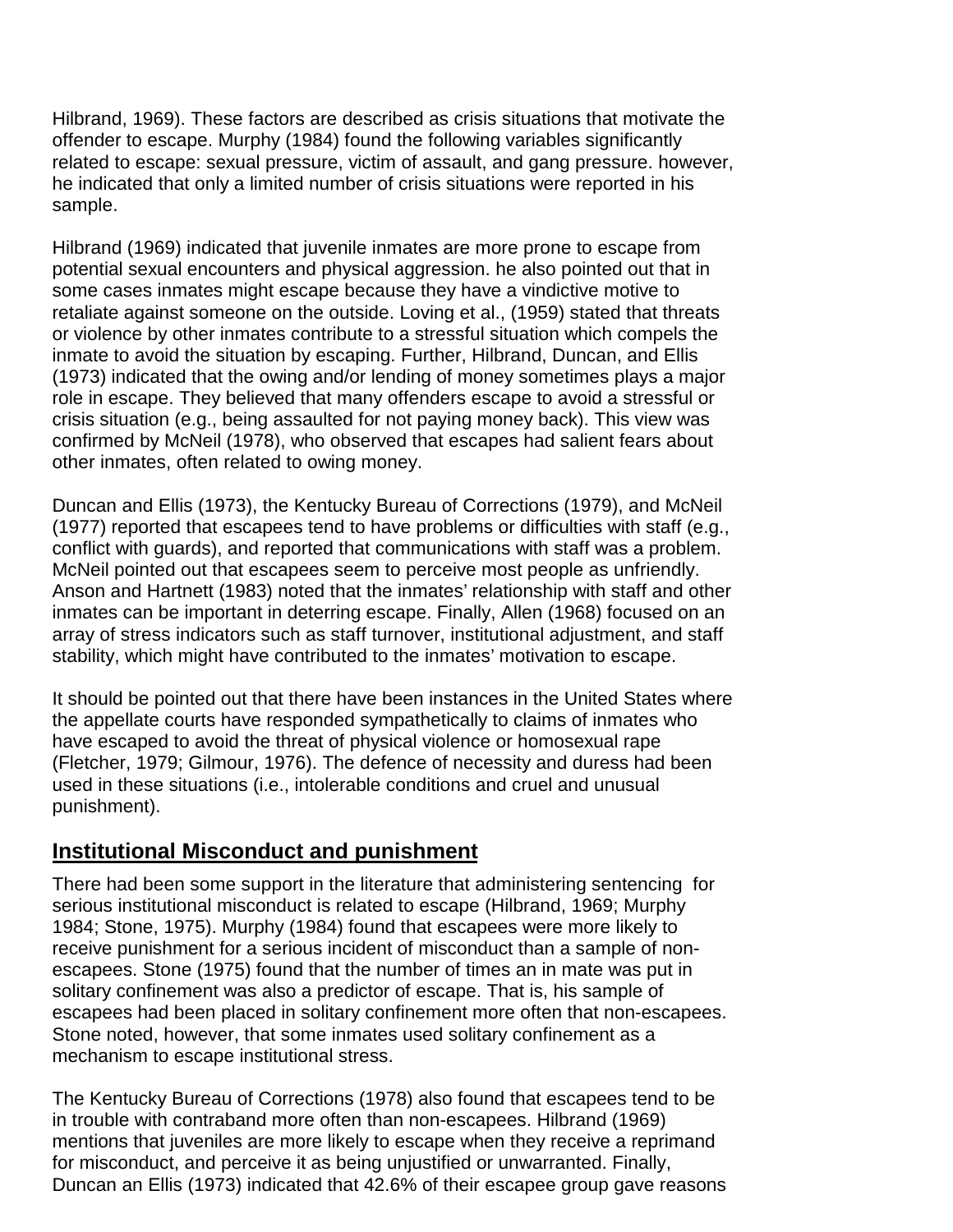Hilbrand, 1969). These factors are described as crisis situations that motivate the offender to escape. Murphy (1984) found the following variables significantly related to escape: sexual pressure, victim of assault, and gang pressure. however, he indicated that only a limited number of crisis situations were reported in his sample.

Hilbrand (1969) indicated that juvenile inmates are more prone to escape from potential sexual encounters and physical aggression. he also pointed out that in some cases inmates might escape because they have a vindictive motive to retaliate against someone on the outside. Loving et al., (1959) stated that threats or violence by other inmates contribute to a stressful situation which compels the inmate to avoid the situation by escaping. Further, Hilbrand, Duncan, and Ellis (1973) indicated that the owing and/or lending of money sometimes plays a major role in escape. They believed that many offenders escape to avoid a stressful or crisis situation (e.g., being assaulted for not paying money back). This view was confirmed by McNeil (1978), who observed that escapes had salient fears about other inmates, often related to owing money.

Duncan and Ellis (1973), the Kentucky Bureau of Corrections (1979), and McNeil (1977) reported that escapees tend to have problems or difficulties with staff (e.g., conflict with guards), and reported that communications with staff was a problem. McNeil pointed out that escapees seem to perceive most people as unfriendly. Anson and Hartnett (1983) noted that the inmates' relationship with staff and other inmates can be important in deterring escape. Finally, Allen (1968) focused on an array of stress indicators such as staff turnover, institutional adjustment, and staff stability, which might have contributed to the inmates' motivation to escape.

It should be pointed out that there have been instances in the United States where the appellate courts have responded sympathetically to claims of inmates who have escaped to avoid the threat of physical violence or homosexual rape (Fletcher, 1979; Gilmour, 1976). The defence of necessity and duress had been used in these situations (i.e., intolerable conditions and cruel and unusual punishment).

## Institutional Misconduct and punishment

There had been some support in the literature that administering sentencing for serious institutional misconduct is related to escape (Hilbrand, 1969; Murphy 1984; Stone, 1975). Murphy (1984) found that escapees were more likely to receive punishment for a serious incident of misconduct than a sample of non-escapees. Stone (1975) found that the number of times an in mate was put in solitary confinement was also a predictor of escape. That is, his sample of escapees had been placed in solitary confinement more often that non-escapees. Stone noted, however, that some inmates used solitary confinement as a mechanism to escape institutional stress.

The Kentucky Bureau of Corrections (1978) also found that escapees tend to be in trouble with contraband more often than non-escapees. Hilbrand (1969) mentions that juveniles are more likely to escape when they receive a reprimand for misconduct, and perceive it as being unjustified or unwarranted. Finally, Duncan an Ellis (1973) indicated that 42.6% of their escapee group gave reasons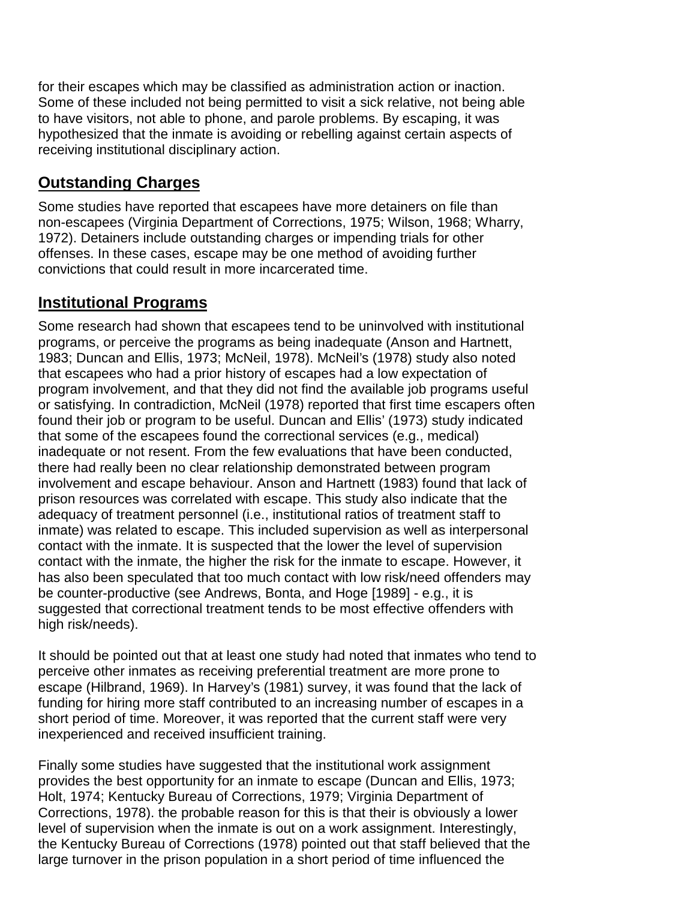for their escapes which may be classified as administration action or inaction. Some of these included not being permitted to visit a sick relative, not being able to have visitors, not able to phone, and parole problems. By escaping, it was hypothesized that the inmate is avoiding or rebelling against certain aspects of receiving institutional disciplinary action.

## Outstanding Charges

Some studies have reported that escapees have more detainers on file than non-escapees (Virginia Department of Corrections, 1975; Wilson, 1968; Wharry, 1972). Detainers include outstanding charges or impending trials for other offenses. In these cases, escape may be one method of avoiding further convictions that could result in more incarcerated time.

## Institutional Programs

Some research had shown that escapees tend to be uninvolved with institutional programs, or perceive the programs as being inadequate (Anson and Hartnett, 1983; Duncan and Ellis, 1973; McNeil, 1978). McNeil's (1978) study also noted that escapees who had a prior history of escapes had a low expectation of program involvement, and that they did not find the available job programs useful or satisfying. In contradiction, McNeil (1978) reported that first time escapers often found their job or program to be useful. Duncan and Ellis' (1973) study indicated that some of the escapees found the correctional services (e.g., medical) inadequate or not resent. From the few evaluations that have been conducted, there had really been no clear relationship demonstrated between program involvement and escape behaviour. Anson and Hartnett (1983) found that lack of prison resources was correlated with escape. This study also indicate that the adequacy of treatment personnel (i.e., institutional ratios of treatment staff to inmate) was related to escape. This included supervision as well as interpersonal contact with the inmate. It is suspected that the lower the level of supervision contact with the inmate, the higher the risk for the inmate to escape. However, it has also been speculated that too much contact with low risk/need offenders may be counter-productive (see Andrews, Bonta, and Hoge [1989] - e.g., it is suggested that correctional treatment tends to be most effective offenders with high risk/needs).

It should be pointed out that at least one study had noted that inmates who tend to perceive other inmates as receiving preferential treatment are more prone to escape (Hilbrand, 1969). In Harvey's (1981) survey, it was found that the lack of funding for hiring more staff contributed to an increasing number of escapes in a short period of time. Moreover, it was reported that the current staff were very inexperienced and received insufficient training.

Finally some studies have suggested that the institutional work assignment provides the best opportunity for an inmate to escape (Duncan and Ellis, 1973; Holt, 1974; Kentucky Bureau of Corrections, 1979; Virginia Department of Corrections, 1978). the probable reason for this is that their is obviously a lower level of supervision when the inmate is out on a work assignment. Interestingly, the Kentucky Bureau of Corrections (1978) pointed out that staff believed that the large turnover in the prison population in a short period of time influenced the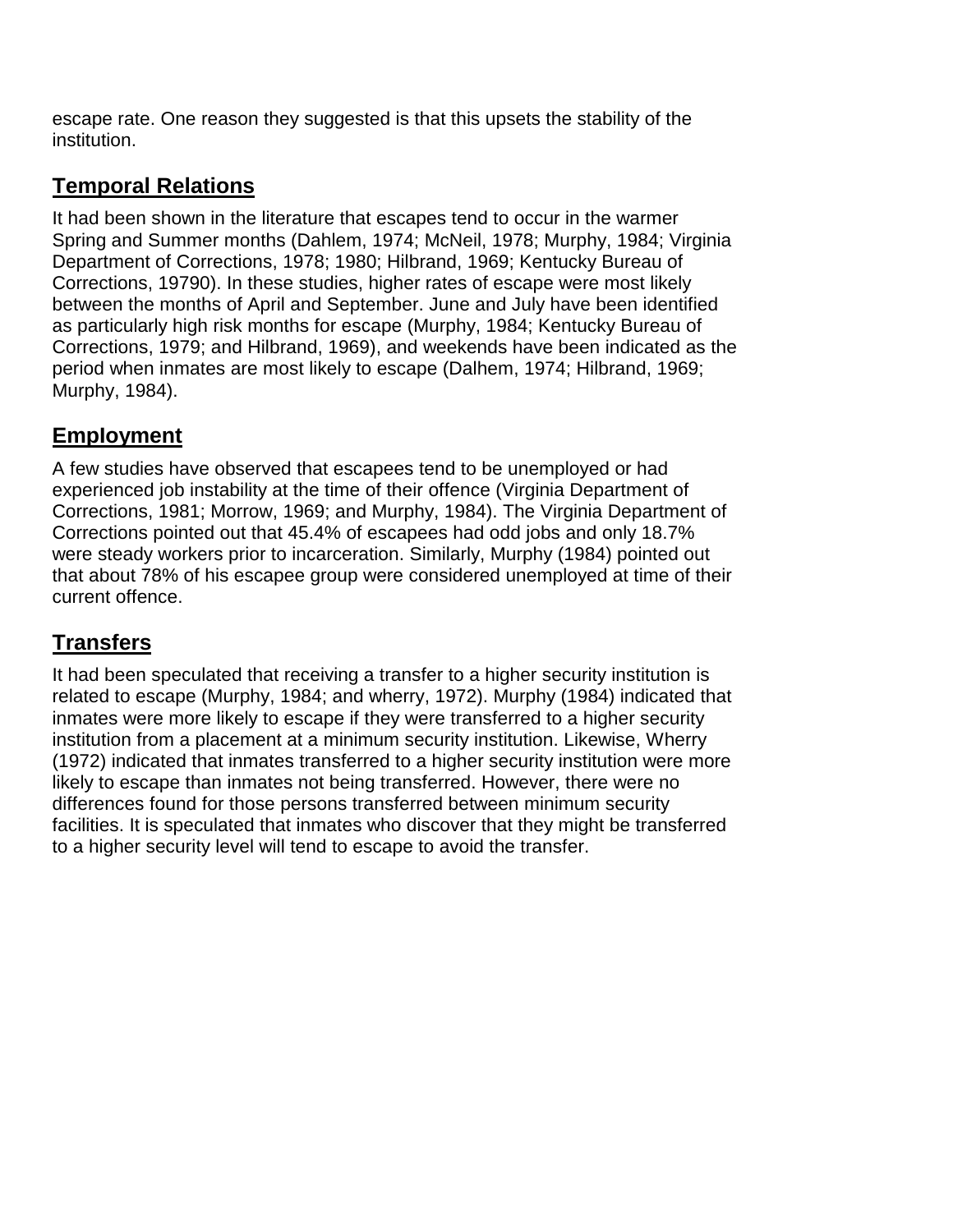escape rate. One reason they suggested is that this upsets the stability of the institution.

## Temporal Relations

It had been shown in the literature that escapes tend to occur in the warmer Spring and Summer months (Dahlem, 1974; McNeil, 1978; Murphy, 1984; Virginia Department of Corrections, 1978; 1980; Hilbrand, 1969; Kentucky Bureau of Corrections, 19790). In these studies, higher rates of escape were most likely between the months of April and September. June and July have been identified as particularly high risk months for escape (Murphy, 1984; Kentucky Bureau of Corrections, 1979; and Hilbrand, 1969), and weekends have been indicated as the period when inmates are most likely to escape (Dalhem, 1974; Hilbrand, 1969; Murphy, 1984).

## Employment

A few studies have observed that escapees tend to be unemployed or had experienced job instability at the time of their offence (Virginia Department of Corrections, 1981; Morrow, 1969; and Murphy, 1984). The Virginia Department of Corrections pointed out that 45.4% of escapees had odd jobs and only 18.7% were steady workers prior to incarceration. Similarly, Murphy (1984) pointed out that about 78% of his escapee group were considered unemployed at time of their current offence.

## Transfers

It had been speculated that receiving a transfer to a higher security institution is related to escape (Murphy, 1984; and wherry, 1972). Murphy (1984) indicated that inmates were more likely to escape if they were transferred to a higher security institution from a placement at a minimum security institution. Likewise, Wherry (1972) indicated that inmates transferred to a higher security institution were more likely to escape than inmates not being transferred. However, there were no differences found for those persons transferred between minimum security facilities. It is speculated that inmates who discover that they might be transferred to a higher security level will tend to escape to avoid the transfer.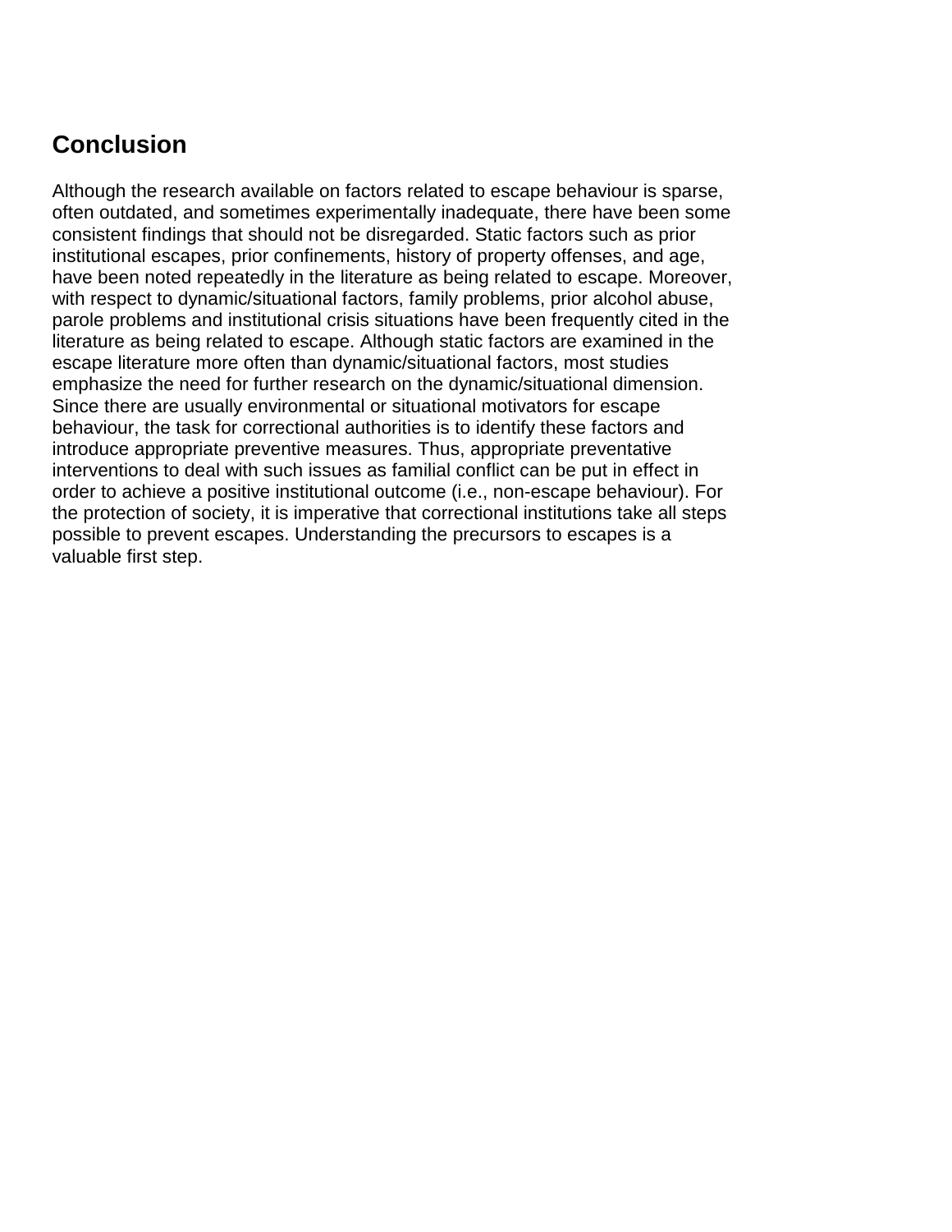## Conclusion

Although the research available on factors related to escape behaviour is sparse, often outdated, and sometimes experimentally inadequate, there have been some consistent findings that should not be disregarded. Static factors such as prior institutional escapes, prior confinements, history of property offenses, and age, have been noted repeatedly in the literature as being related to escape. Moreover, with respect to dynamic/situational factors, family problems, prior alcohol abuse, parole problems and institutional crisis situations have been frequently cited in the literature as being related to escape. Although static factors are examined in the escape literature more often than dynamic/situational factors, most studies emphasize the need for further research on the dynamic/situational dimension. Since there are usually environmental or situational motivators for escape behaviour, the task for correctional authorities is to identify these factors and introduce appropriate preventive measures. Thus, appropriate preventative interventions to deal with such issues as familial conflict can be put in effect in order to achieve a positive institutional outcome (i.e., non-escape behaviour). For the protection of society, it is imperative that correctional institutions take all steps possible to prevent escapes. Understanding the precursors to escapes is a valuable first step.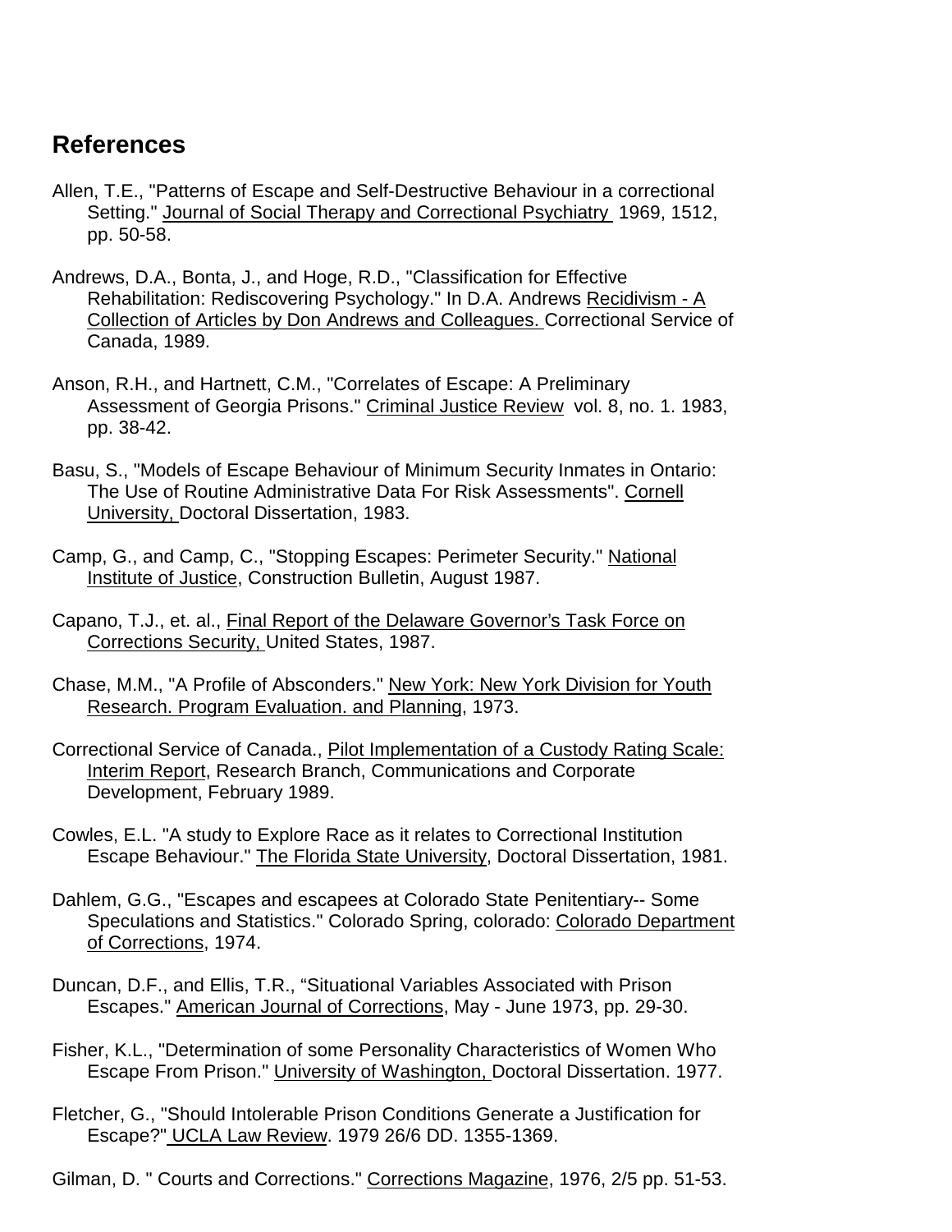## References

Allen, T.E., "Patterns of Escape and Self-Destructive Behaviour in a correctional Setting." Journal of Social Therapy and Correctional Psychiatry 1969, 1512, pp. 50-58.

Andrews, D.A., Bonta, J., and Hoge, R.D., "Classification for Effective Rehabilitation: Rediscovering Psychology." In D.A. Andrews Recidivism - A Collection of Articles by Don Andrews and Colleagues. Correctional Service of Canada, 1989.

Anson, R.H., and Hartnett, C.M., "Correlates of Escape: A Preliminary Assessment of Georgia Prisons." Criminal Justice Review vol. 8, no. 1. 1983, pp. 38-42.

Basu, S., "Models of Escape Behaviour of Minimum Security Inmates in Ontario: The Use of Routine Administrative Data For Risk Assessments". Cornell University, Doctoral Dissertation, 1983.

Camp, G., and Camp, C., "Stopping Escapes: Perimeter Security." National Institute of Justice, Construction Bulletin, August 1987.

Capano, T.J., et. al., Final Report of the Delaware Governor's Task Force on Corrections Security, United States, 1987.

Chase, M.M., "A Profile of Absconders." New York: New York Division for Youth Research. Program Evaluation. and Planning, 1973.

Correctional Service of Canada., Pilot Implementation of a Custody Rating Scale: Interim Report, Research Branch, Communications and Corporate Development, February 1989.

Cowles, E.L. "A study to Explore Race as it relates to Correctional Institution Escape Behaviour." The Florida State University, Doctoral Dissertation, 1981.

Dahlem, G.G., "Escapes and escapees at Colorado State Penitentiary-- Some Speculations and Statistics." Colorado Spring, colorado: Colorado Department of Corrections, 1974.

Duncan, D.F., and Ellis, T.R., "Situational Variables Associated with Prison Escapes." American Journal of Corrections, May - June 1973, pp. 29-30.

Fisher, K.L., "Determination of some Personality Characteristics of Women Who Escape From Prison." University of Washington, Doctoral Dissertation. 1977.

Fletcher, G., "Should Intolerable Prison Conditions Generate a Justification for Escape?" UCLA Law Review. 1979 26/6 DD. 1355-1369.

Gilman, D. " Courts and Corrections." Corrections Magazine, 1976, 2/5 pp. 51-53.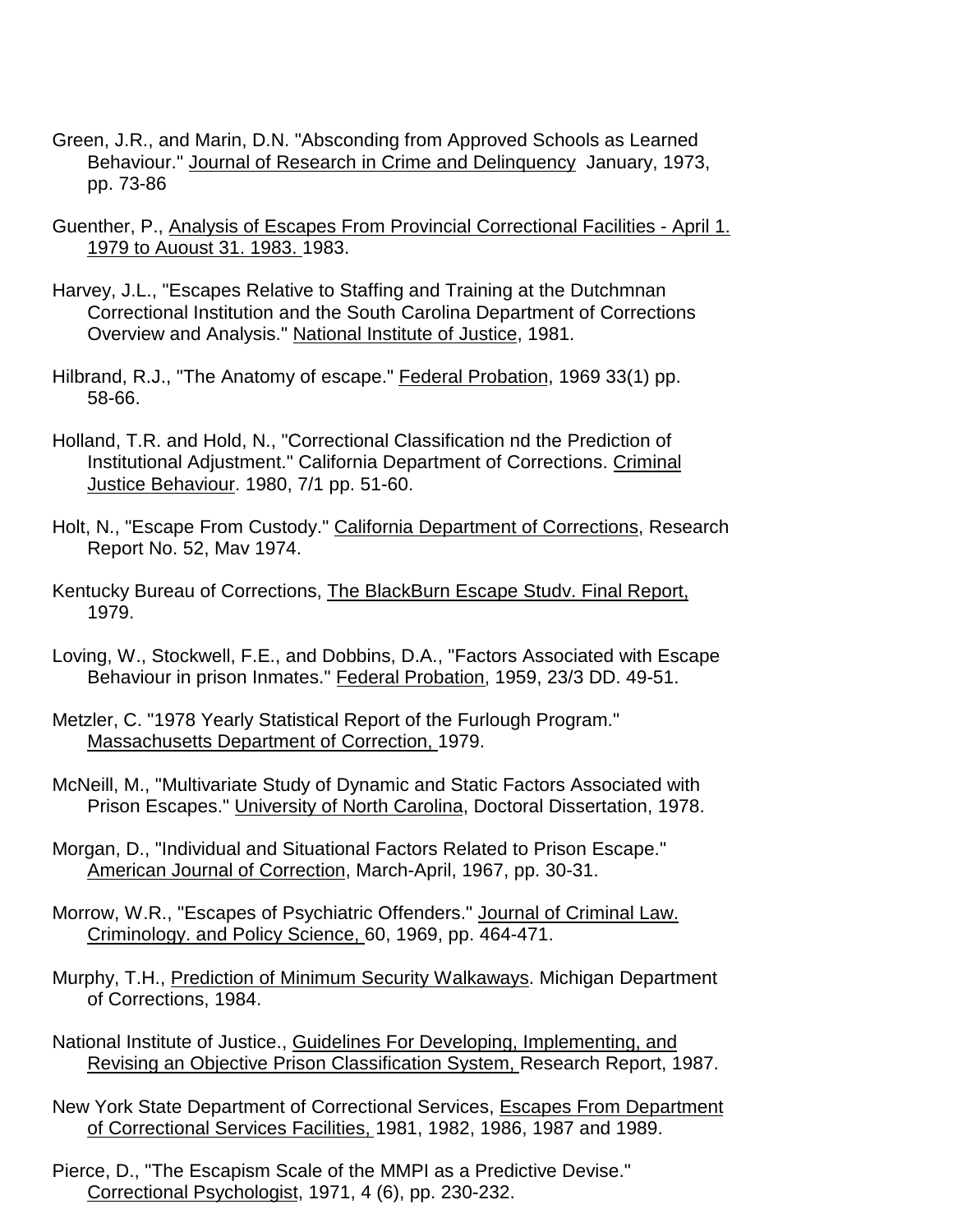Green, J.R., and Marin, D.N. "Absconding from Approved Schools as Learned Behaviour." Journal of Research in Crime and Delinquency January, 1973, pp. 73-86

Guenther, P., Analysis of Escapes From Provincial Correctional Facilities - April 1. 1979 to Auoust 31. 1983. 1983.

Harvey, J.L., "Escapes Relative to Staffing and Training at the Dutchmnan Correctional Institution and the South Carolina Department of Corrections Overview and Analysis." National Institute of Justice, 1981.

Hilbrand, R.J., "The Anatomy of escape." Federal Probation, 1969 33(1) pp. 58-66.

Holland, T.R. and Hold, N., "Correctional Classification nd the Prediction of Institutional Adjustment." California Department of Corrections. Criminal Justice Behaviour. 1980, 7/1 pp. 51-60.

Holt, N., "Escape From Custody." California Department of Corrections, Research Report No. 52, Mav 1974.

Kentucky Bureau of Corrections, The BlackBurn Escape Studv. Final Report, 1979.

Loving, W., Stockwell, F.E., and Dobbins, D.A., "Factors Associated with Escape Behaviour in prison Inmates." Federal Probation, 1959, 23/3 DD. 49-51.

Metzler, C. "1978 Yearly Statistical Report of the Furlough Program." Massachusetts Department of Correction, 1979.

McNeill, M., "Multivariate Study of Dynamic and Static Factors Associated with Prison Escapes." University of North Carolina, Doctoral Dissertation, 1978.

Morgan, D., "Individual and Situational Factors Related to Prison Escape." American Journal of Correction, March-April, 1967, pp. 30-31.

Morrow, W.R., "Escapes of Psychiatric Offenders." Journal of Criminal Law. Criminology. and Policy Science, 60, 1969, pp. 464-471.

Murphy, T.H., Prediction of Minimum Security Walkaways. Michigan Department of Corrections, 1984.

National Institute of Justice., Guidelines For Developing, Implementing, and Revising an Objective Prison Classification System, Research Report, 1987.

New York State Department of Correctional Services, Escapes From Department of Correctional Services Facilities, 1981, 1982, 1986, 1987 and 1989.

Pierce, D., "The Escapism Scale of the MMPI as a Predictive Devise." Correctional Psychologist, 1971, 4 (6), pp. 230-232.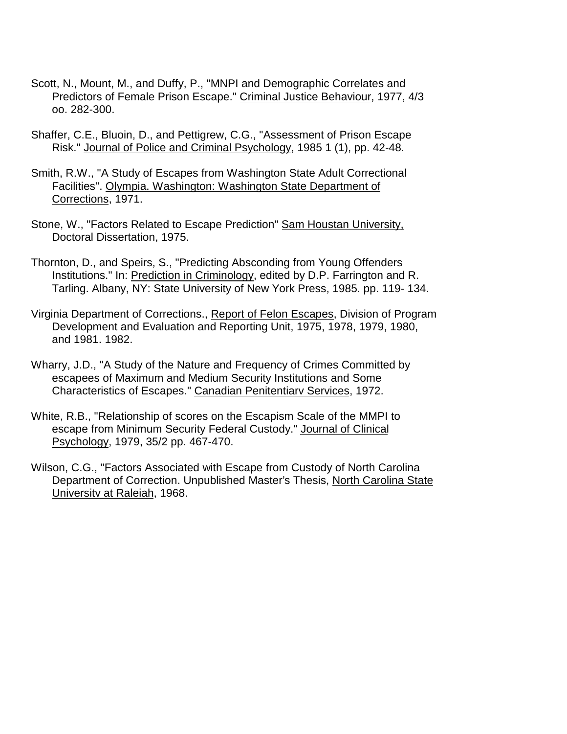Scott, N., Mount, M., and Duffy, P., "MNPI and Demographic Correlates and Predictors of Female Prison Escape." Criminal Justice Behaviour, 1977, 4/3 oo. 282-300.

Shaffer, C.E., Bluoin, D., and Pettigrew, C.G., "Assessment of Prison Escape Risk." Journal of Police and Criminal Psychology, 1985 1 (1), pp. 42-48.

Smith, R.W., "A Study of Escapes from Washington State Adult Correctional Facilities". Olympia. Washington: Washington State Department of Corrections, 1971.

Stone, W., "Factors Related to Escape Prediction" Sam Houstan University, Doctoral Dissertation, 1975.

Thornton, D., and Speirs, S., "Predicting Absconding from Young Offenders Institutions." In: Prediction in Criminology, edited by D.P. Farrington and R. Tarling. Albany, NY: State University of New York Press, 1985. pp. 119- 134.

Virginia Department of Corrections., Report of Felon Escapes, Division of Program Development and Evaluation and Reporting Unit, 1975, 1978, 1979, 1980, and 1981. 1982.

Wharry, J.D., "A Study of the Nature and Frequency of Crimes Committed by escapees of Maximum and Medium Security Institutions and Some Characteristics of Escapes." Canadian Penitentiarv Services, 1972.

White, R.B., "Relationship of scores on the Escapism Scale of the MMPI to escape from Minimum Security Federal Custody." Journal of Clinical Psychology, 1979, 35/2 pp. 467-470.

Wilson, C.G., "Factors Associated with Escape from Custody of North Carolina Department of Correction. Unpublished Master's Thesis, North Carolina State Universitv at Raleiah, 1968.